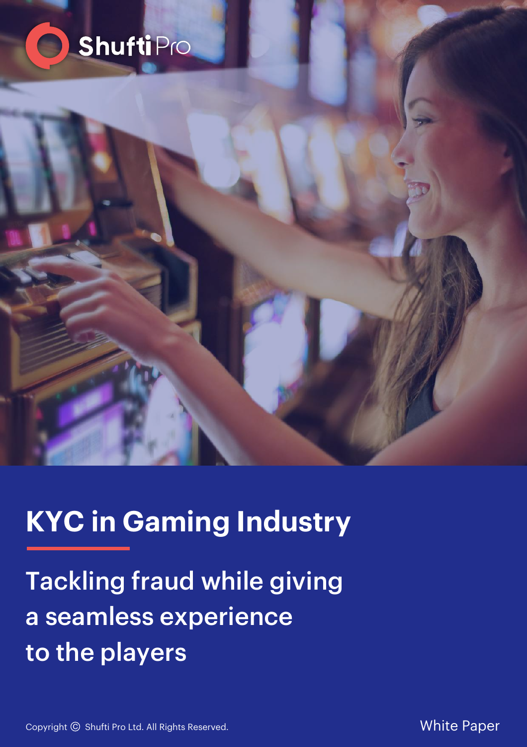Shufti Pro

# KYC in Gaming Industry

## Tackling fraud while giving a seamless experience to the players

Copyright © Shufti Pro Ltd. All Rights Reserved.

White Paper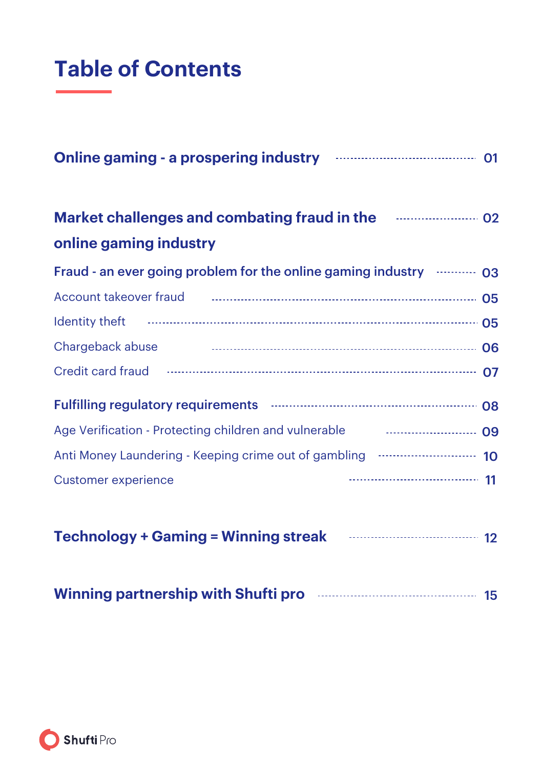# Table of Contents

**Online gaming - a prospering industry** ........ 01

**Market challenges and combating fraud in the online gaming industry** ........ 02

**Fraud - an ever going problem for the online gaming industry** ........ 03

- Account takeover fraud ........ 05
- Identity theft ........ 05
- Chargeback abuse ........ 06
- Credit card fraud ........ 07

**Fulfilling regulatory requirements** ........ 08

- Age Verification - Protecting children and vulnerable ........ 09
- Anti Money Laundering - Keeping crime out of gambling ........ 10
- Customer experience ........ 11

**Technology + Gaming = Winning streak** ........ 12

**Winning partnership with Shufti pro** ........ 15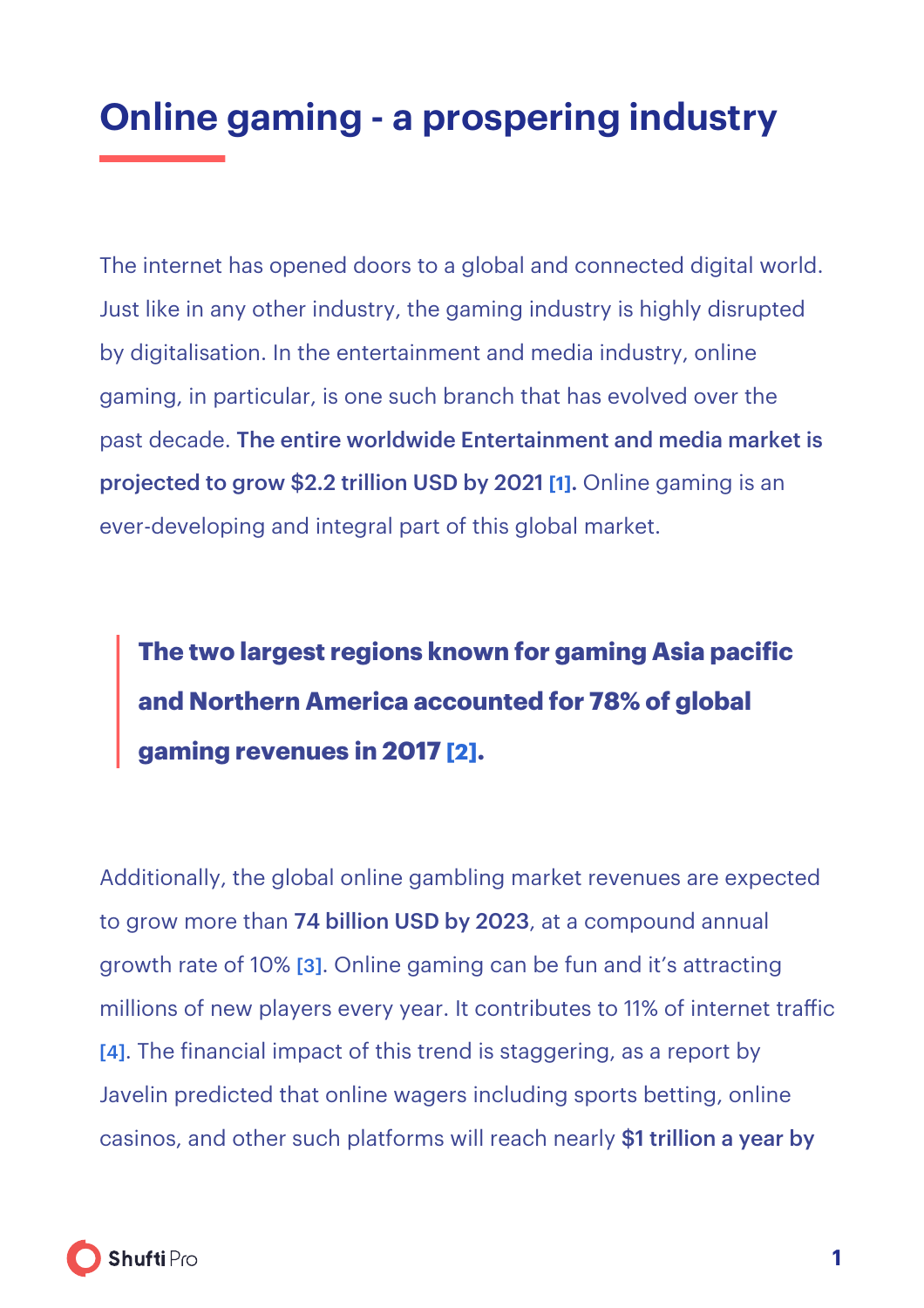# Online gaming - a prospering industry

The internet has opened doors to a global and connected digital world. Just like in any other industry, the gaming industry is highly disrupted by digitalisation. In the entertainment and media industry, online gaming, in particular, is one such branch that has evolved over the past decade. **The entire worldwide Entertainment and media market is projected to grow $2.2 trillion USD by 2021 [1].** Online gaming is an ever-developing and integral part of this global market.

> **The two largest regions known for gaming Asia pacific and Northern America accounted for 78% of global gaming revenues in 2017 [2].**

Additionally, the global online gambling market revenues are expected to grow more than **74 billion USD by 2023**, at a compound annual growth rate of 10% [3]. Online gaming can be fun and it's attracting millions of new players every year. It contributes to 11% of internet traffic [4]. The financial impact of this trend is staggering, as a report by Javelin predicted that online wagers including sports betting, online casinos, and other such platforms will reach nearly **$1 trillion a year by**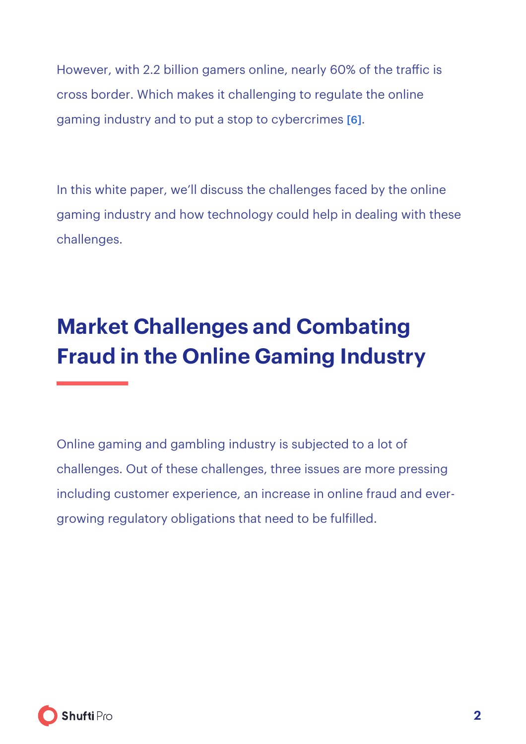However, with 2.2 billion gamers online, nearly 60% of the traffic is cross border. Which makes it challenging to regulate the online gaming industry and to put a stop to cybercrimes [6].

In this white paper, we'll discuss the challenges faced by the online gaming industry and how technology could help in dealing with these challenges.

## Market Challenges and Combating Fraud in the Online Gaming Industry

Online gaming and gambling industry is subjected to a lot of challenges. Out of these challenges, three issues are more pressing including customer experience, an increase in online fraud and ever-growing regulatory obligations that need to be fulfilled.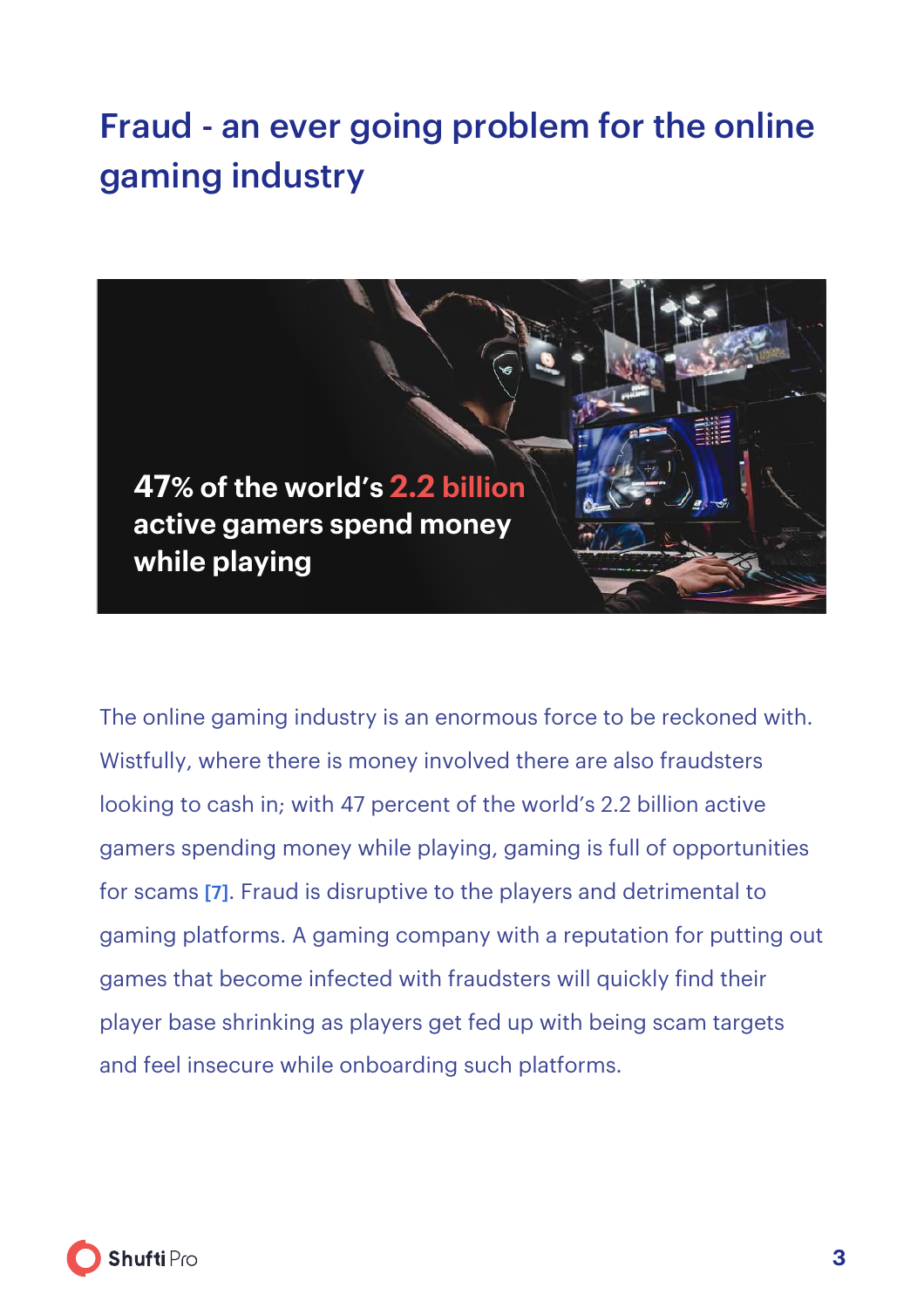# Fraud - an ever going problem for the online gaming industry

**47% of the world's 2.2 billion active gamers spend money while playing**

The online gaming industry is an enormous force to be reckoned with. Wistfully, where there is money involved there are also fraudsters looking to cash in; with 47 percent of the world's 2.2 billion active gamers spending money while playing, gaming is full of opportunities for scams [7]. Fraud is disruptive to the players and detrimental to gaming platforms. A gaming company with a reputation for putting out games that become infected with fraudsters will quickly find their player base shrinking as players get fed up with being scam targets and feel insecure while onboarding such platforms.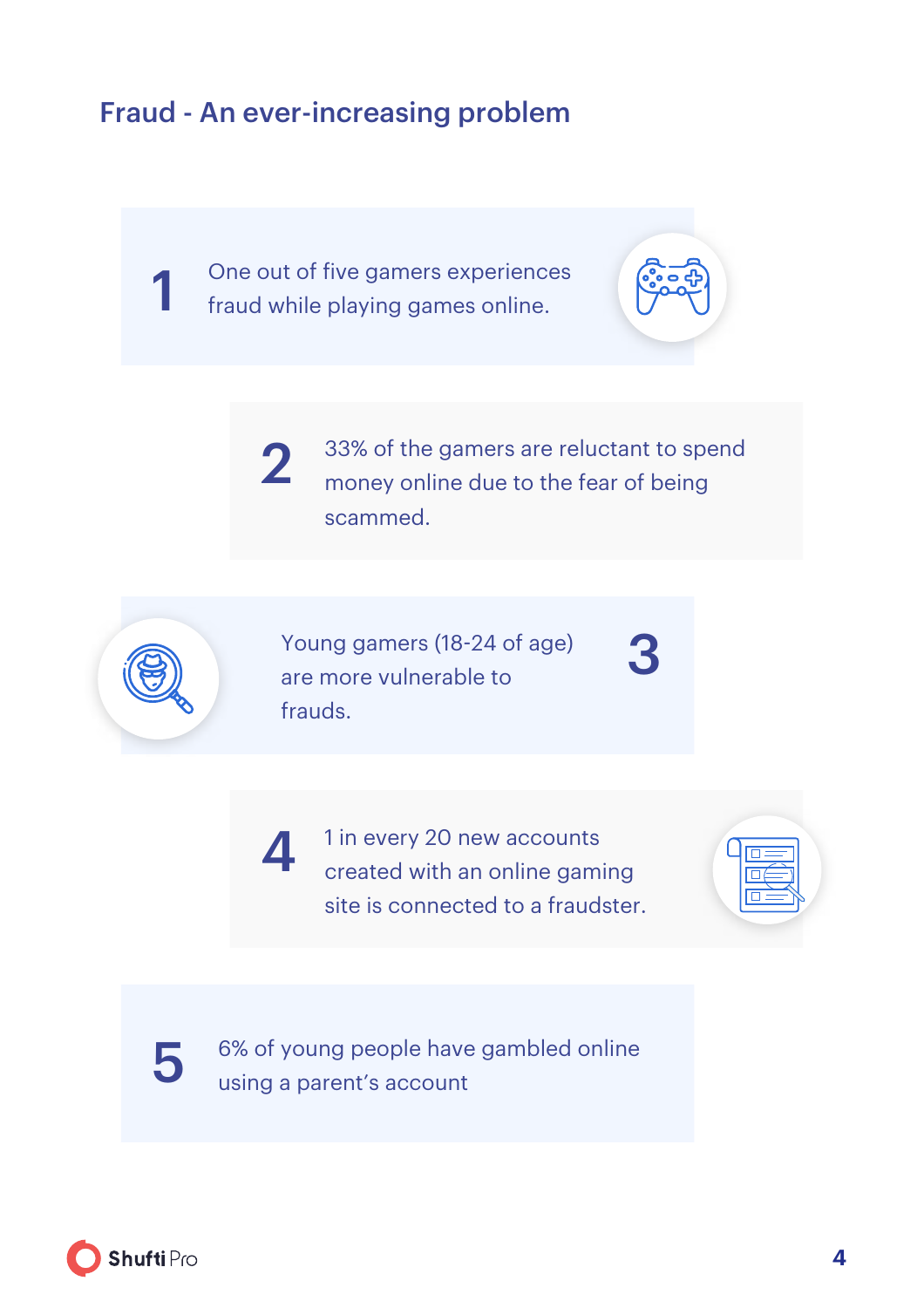## Fraud - An ever-increasing problem

1. One out of five gamers experiences fraud while playing games online.

2. 33% of the gamers are reluctant to spend money online due to the fear of being scammed.

3. Young gamers (18-24 of age) are more vulnerable to frauds.

4. 1 in every 20 new accounts created with an online gaming site is connected to a fraudster.

5. 6% of young people have gambled online using a parent's account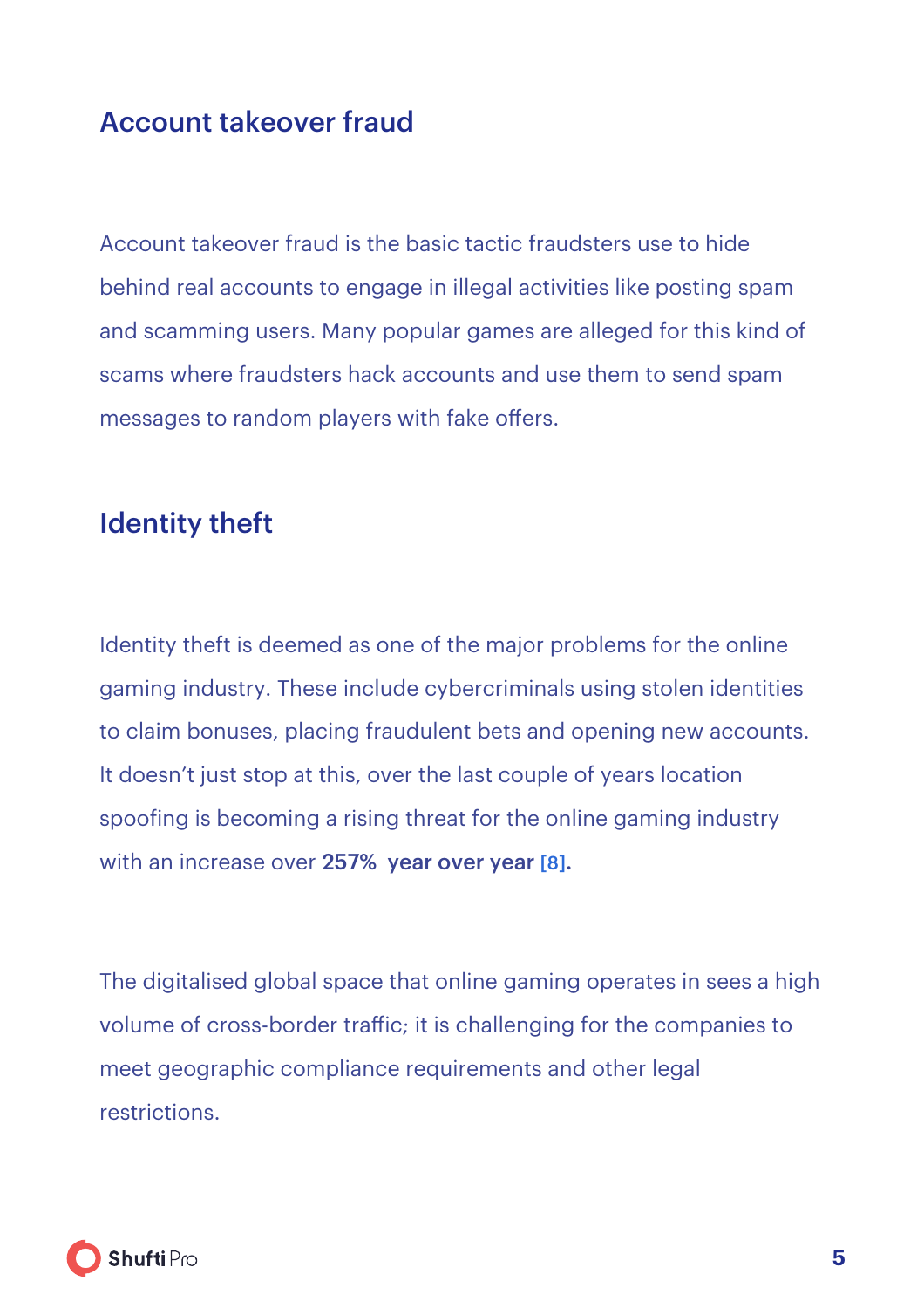## Account takeover fraud

Account takeover fraud is the basic tactic fraudsters use to hide behind real accounts to engage in illegal activities like posting spam and scamming users. Many popular games are alleged for this kind of scams where fraudsters hack accounts and use them to send spam messages to random players with fake offers.

## Identity theft

Identity theft is deemed as one of the major problems for the online gaming industry. These include cybercriminals using stolen identities to claim bonuses, placing fraudulent bets and opening new accounts. It doesn't just stop at this, over the last couple of years location spoofing is becoming a rising threat for the online gaming industry with an increase over **257% year over year** [8].

The digitalised global space that online gaming operates in sees a high volume of cross-border traffic; it is challenging for the companies to meet geographic compliance requirements and other legal restrictions.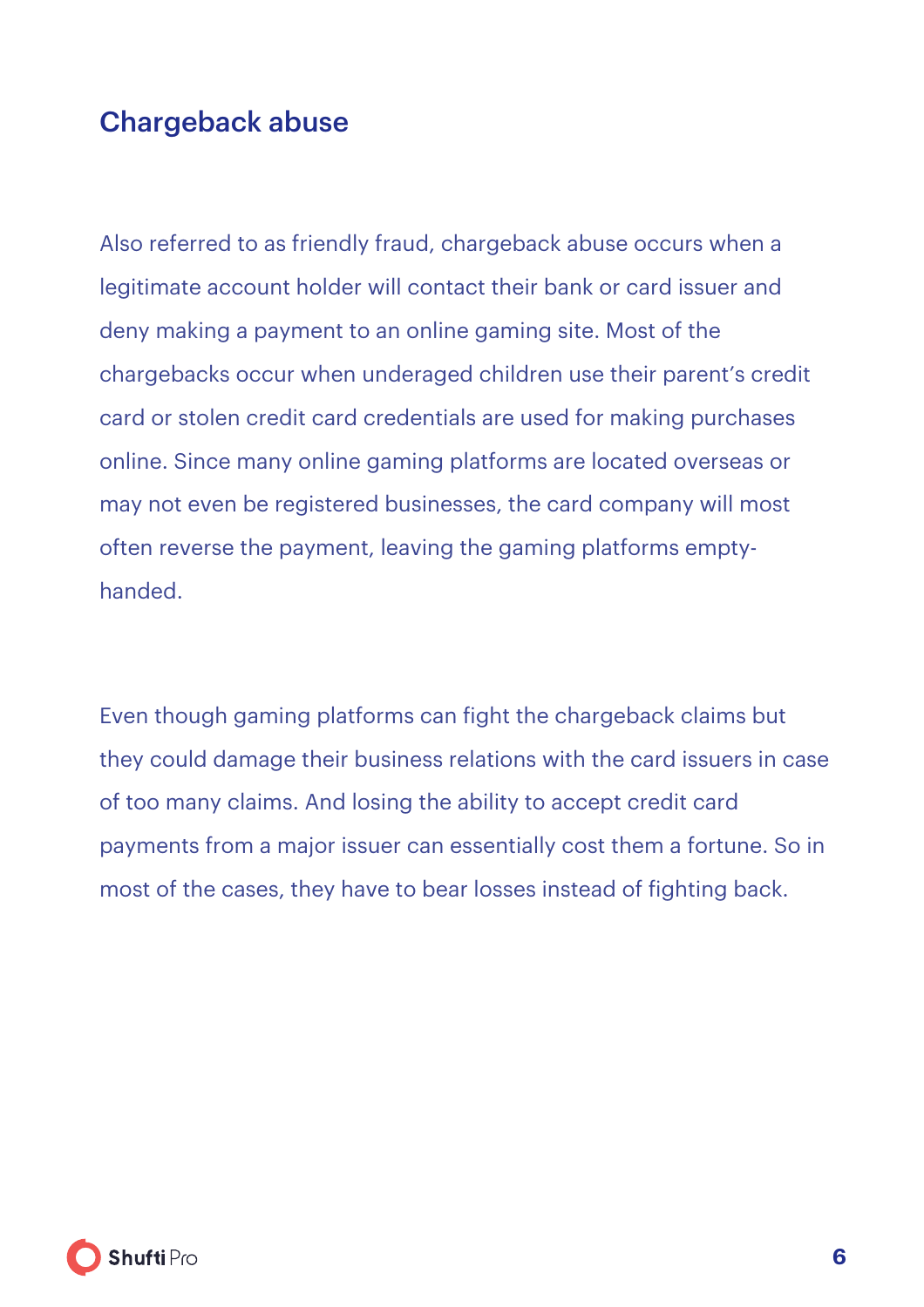## Chargeback abuse

Also referred to as friendly fraud, chargeback abuse occurs when a legitimate account holder will contact their bank or card issuer and deny making a payment to an online gaming site. Most of the chargebacks occur when underaged children use their parent's credit card or stolen credit card credentials are used for making purchases online. Since many online gaming platforms are located overseas or may not even be registered businesses, the card company will most often reverse the payment, leaving the gaming platforms empty-handed.

Even though gaming platforms can fight the chargeback claims but they could damage their business relations with the card issuers in case of too many claims. And losing the ability to accept credit card payments from a major issuer can essentially cost them a fortune. So in most of the cases, they have to bear losses instead of fighting back.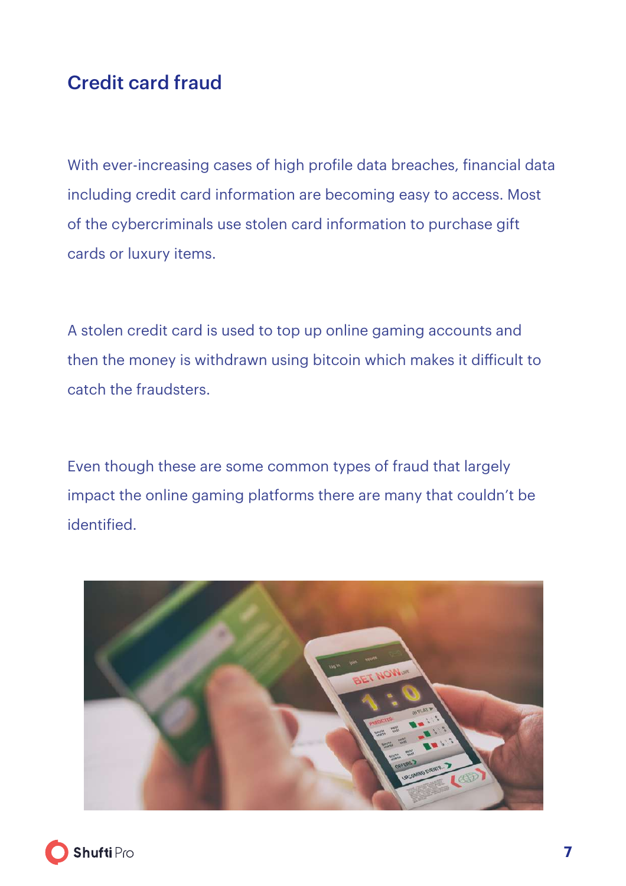## Credit card fraud

With ever-increasing cases of high profile data breaches, financial data including credit card information are becoming easy to access. Most of the cybercriminals use stolen card information to purchase gift cards or luxury items.

A stolen credit card is used to top up online gaming accounts and then the money is withdrawn using bitcoin which makes it difficult to catch the fraudsters.

Even though these are some common types of fraud that largely impact the online gaming platforms there are many that couldn't be identified.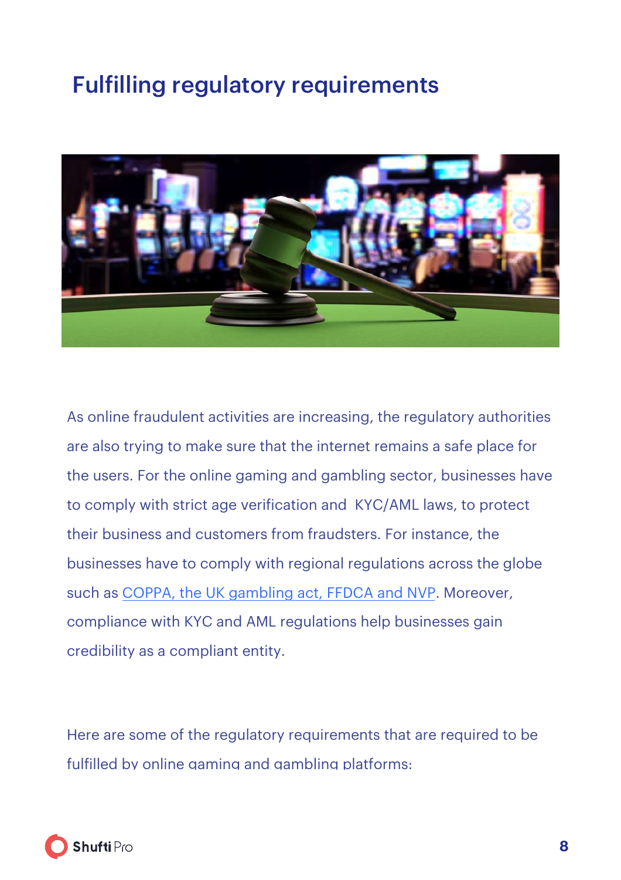# Fulfilling regulatory requirements

As online fraudulent activities are increasing, the regulatory authorities are also trying to make sure that the internet remains a safe place for the users. For the online gaming and gambling sector, businesses have to comply with strict age verification and KYC/AML laws, to protect their business and customers from fraudsters. For instance, the businesses have to comply with regional regulations across the globe such as COPPA, the UK gambling act, FFDCA and NVP. Moreover, compliance with KYC and AML regulations help businesses gain credibility as a compliant entity.

Here are some of the regulatory requirements that are required to be fulfilled by online gaming and gambling platforms: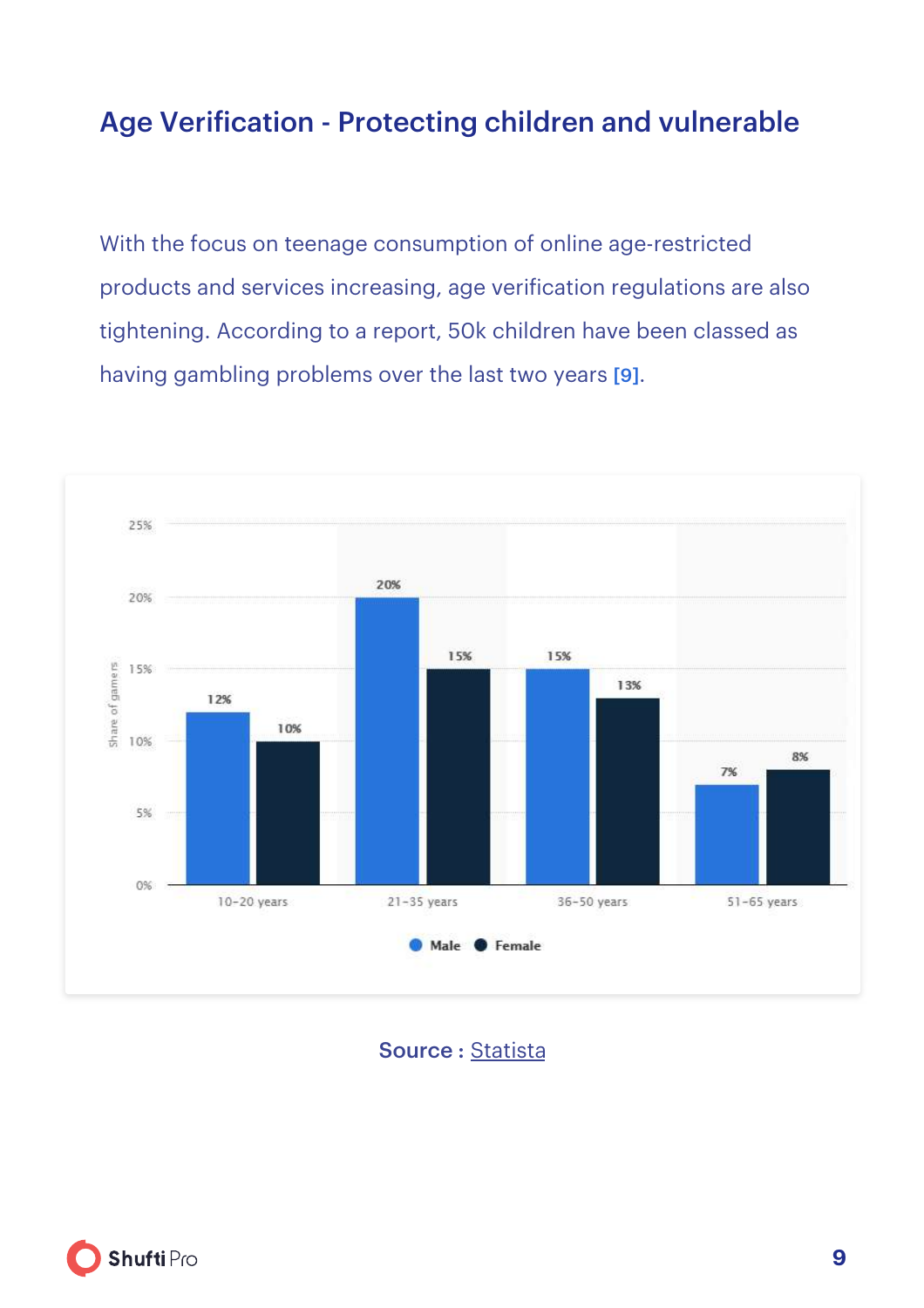## Age Verification - Protecting children and vulnerable

With the focus on teenage consumption of online age-restricted products and services increasing, age verification regulations are also tightening. According to a report, 50k children have been classed as having gambling problems over the last two years [9].

| Age group | Male | Female |
|---|---|---|
| 10-20 years | 12% | 10% |
| 21-35 years | 20% | 15% |
| 36-50 years | 15% | 13% |
| 51-65 years | 7% | 8% |

Share of gamers

Source : Statista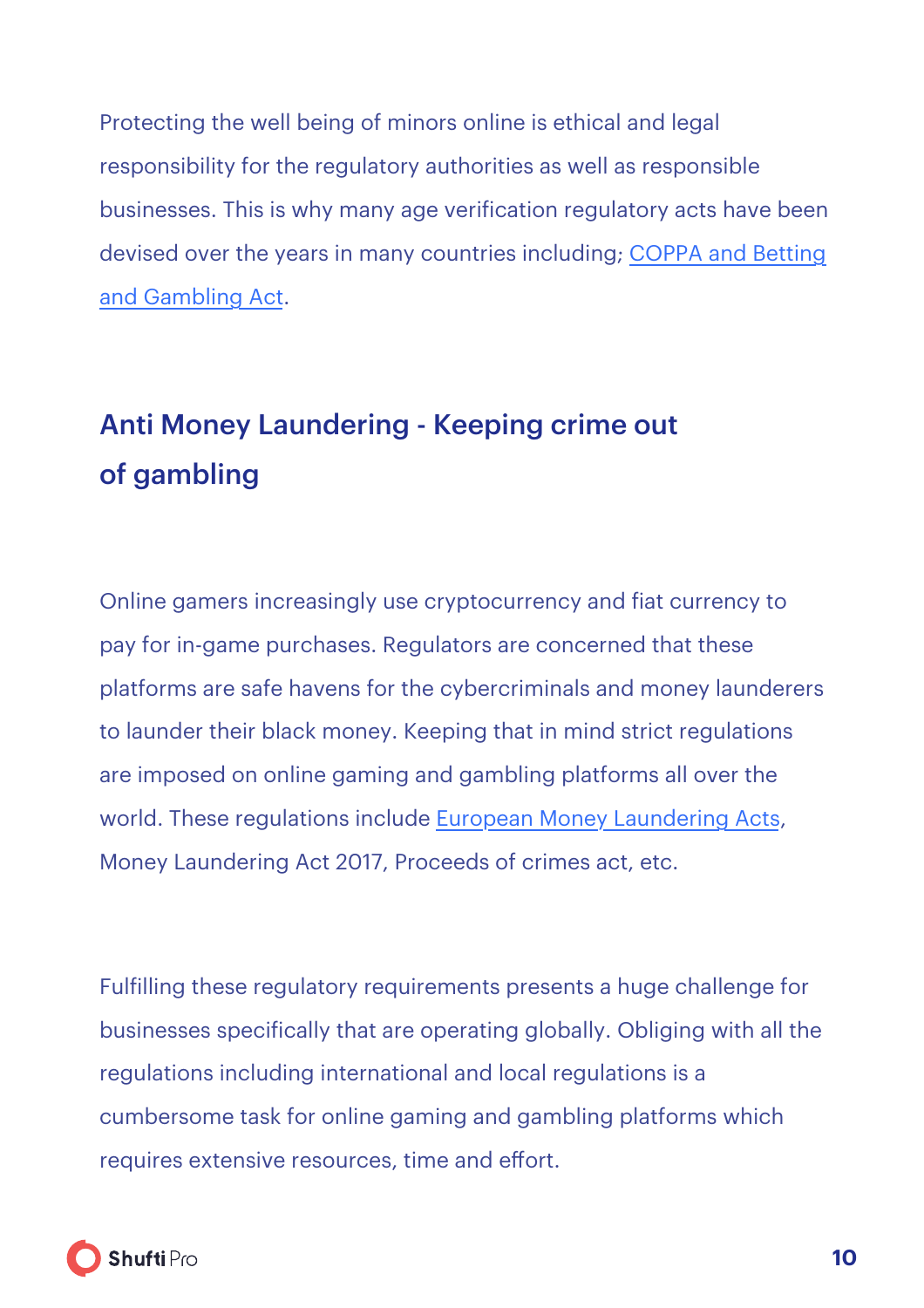Protecting the well being of minors online is ethical and legal responsibility for the regulatory authorities as well as responsible businesses. This is why many age verification regulatory acts have been devised over the years in many countries including; COPPA and Betting and Gambling Act.

## Anti Money Laundering - Keeping crime out of gambling

Online gamers increasingly use cryptocurrency and fiat currency to pay for in-game purchases. Regulators are concerned that these platforms are safe havens for the cybercriminals and money launderers to launder their black money. Keeping that in mind strict regulations are imposed on online gaming and gambling platforms all over the world. These regulations include European Money Laundering Acts, Money Laundering Act 2017, Proceeds of crimes act, etc.

Fulfilling these regulatory requirements presents a huge challenge for businesses specifically that are operating globally. Obliging with all the regulations including international and local regulations is a cumbersome task for online gaming and gambling platforms which requires extensive resources, time and effort.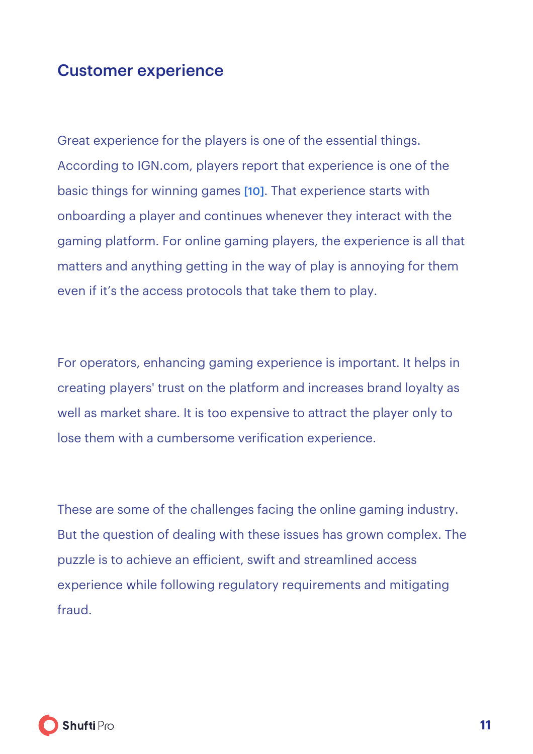## Customer experience

Great experience for the players is one of the essential things. According to IGN.com, players report that experience is one of the basic things for winning games [10]. That experience starts with onboarding a player and continues whenever they interact with the gaming platform. For online gaming players, the experience is all that matters and anything getting in the way of play is annoying for them even if it's the access protocols that take them to play.

For operators, enhancing gaming experience is important. It helps in creating players' trust on the platform and increases brand loyalty as well as market share. It is too expensive to attract the player only to lose them with a cumbersome verification experience.

These are some of the challenges facing the online gaming industry. But the question of dealing with these issues has grown complex. The puzzle is to achieve an efficient, swift and streamlined access experience while following regulatory requirements and mitigating fraud.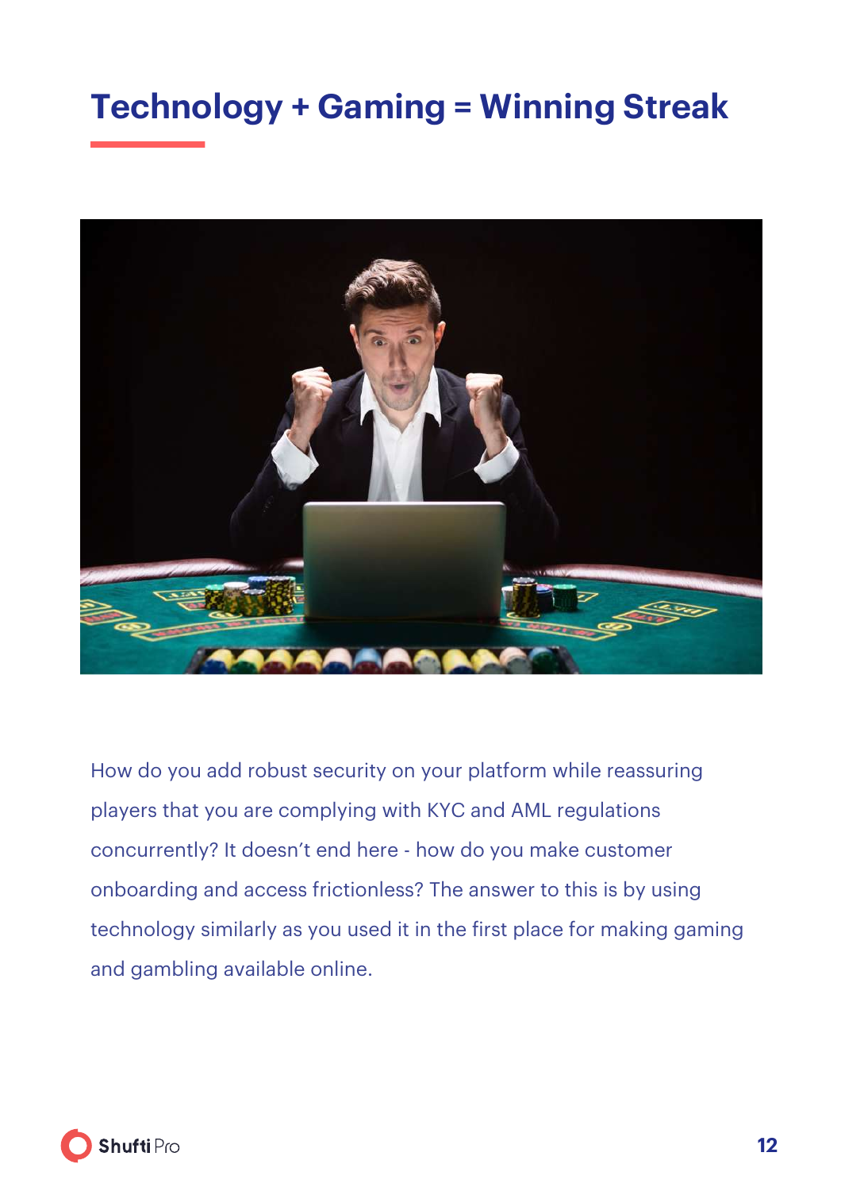# Technology + Gaming = Winning Streak

How do you add robust security on your platform while reassuring players that you are complying with KYC and AML regulations concurrently? It doesn't end here - how do you make customer onboarding and access frictionless? The answer to this is by using technology similarly as you used it in the first place for making gaming and gambling available online.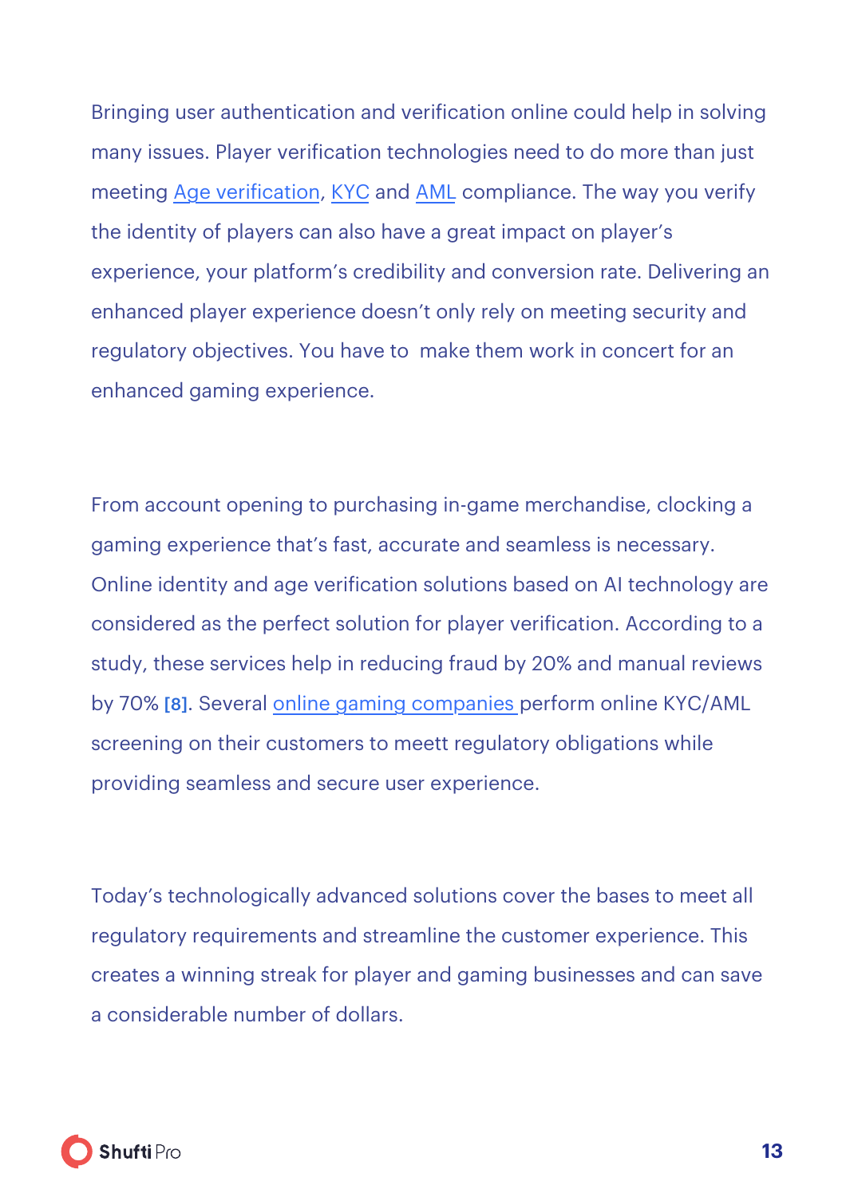Bringing user authentication and verification online could help in solving many issues. Player verification technologies need to do more than just meeting Age verification, KYC and AML compliance. The way you verify the identity of players can also have a great impact on player's experience, your platform's credibility and conversion rate. Delivering an enhanced player experience doesn't only rely on meeting security and regulatory objectives. You have to make them work in concert for an enhanced gaming experience.

From account opening to purchasing in-game merchandise, clocking a gaming experience that's fast, accurate and seamless is necessary. Online identity and age verification solutions based on AI technology are considered as the perfect solution for player verification. According to a study, these services help in reducing fraud by 20% and manual reviews by 70% [8]. Several online gaming companies perform online KYC/AML screening on their customers to meett regulatory obligations while providing seamless and secure user experience.

Today's technologically advanced solutions cover the bases to meet all regulatory requirements and streamline the customer experience. This creates a winning streak for player and gaming businesses and can save a considerable number of dollars.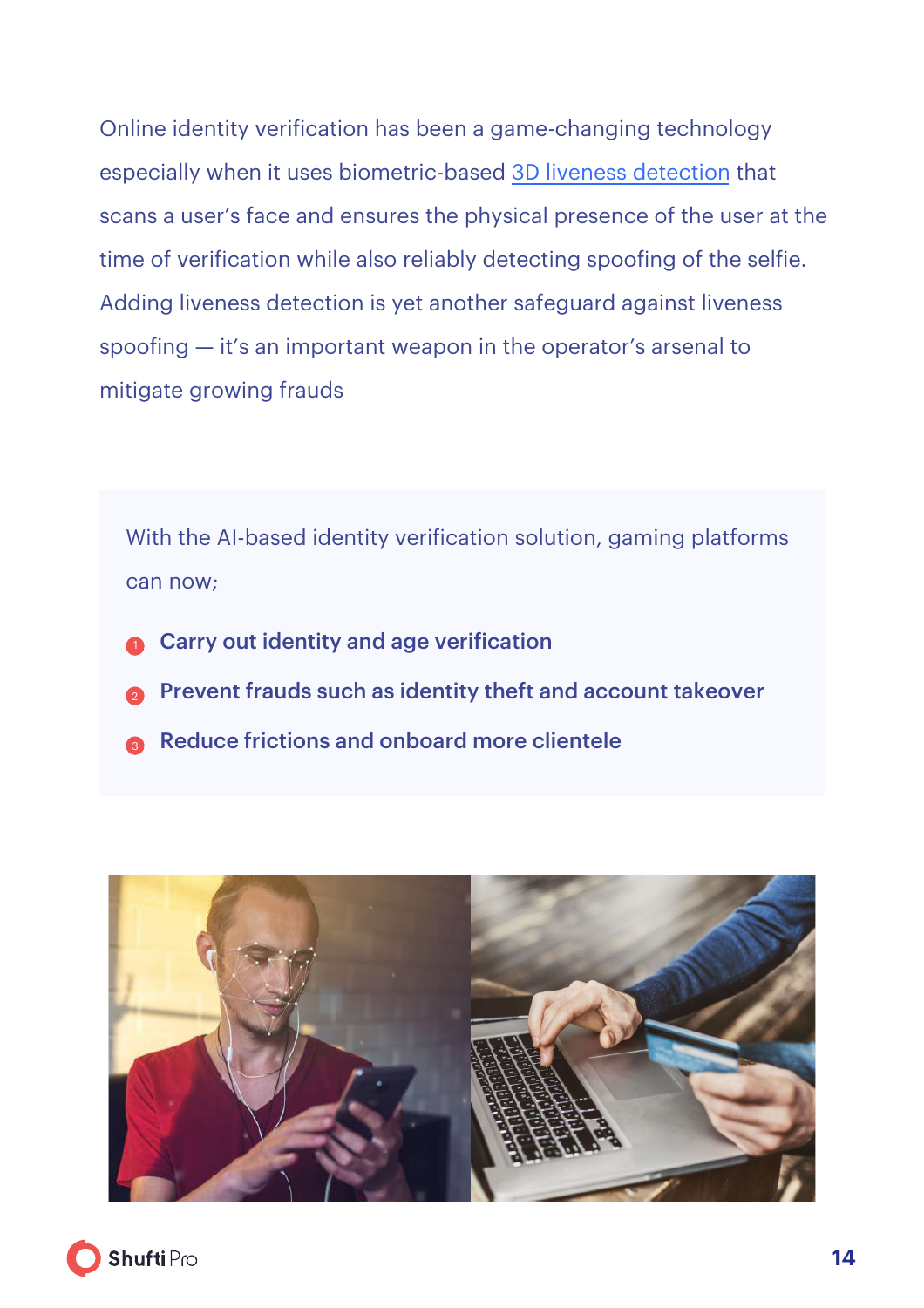Online identity verification has been a game-changing technology especially when it uses biometric-based [3D liveness detection] that scans a user's face and ensures the physical presence of the user at the time of verification while also reliably detecting spoofing of the selfie. Adding liveness detection is yet another safeguard against liveness spoofing — it's an important weapon in the operator's arsenal to mitigate growing frauds

With the AI-based identity verification solution, gaming platforms can now;

1. **Carry out identity and age verification**
2. **Prevent frauds such as identity theft and account takeover**
3. **Reduce frictions and onboard more clientele**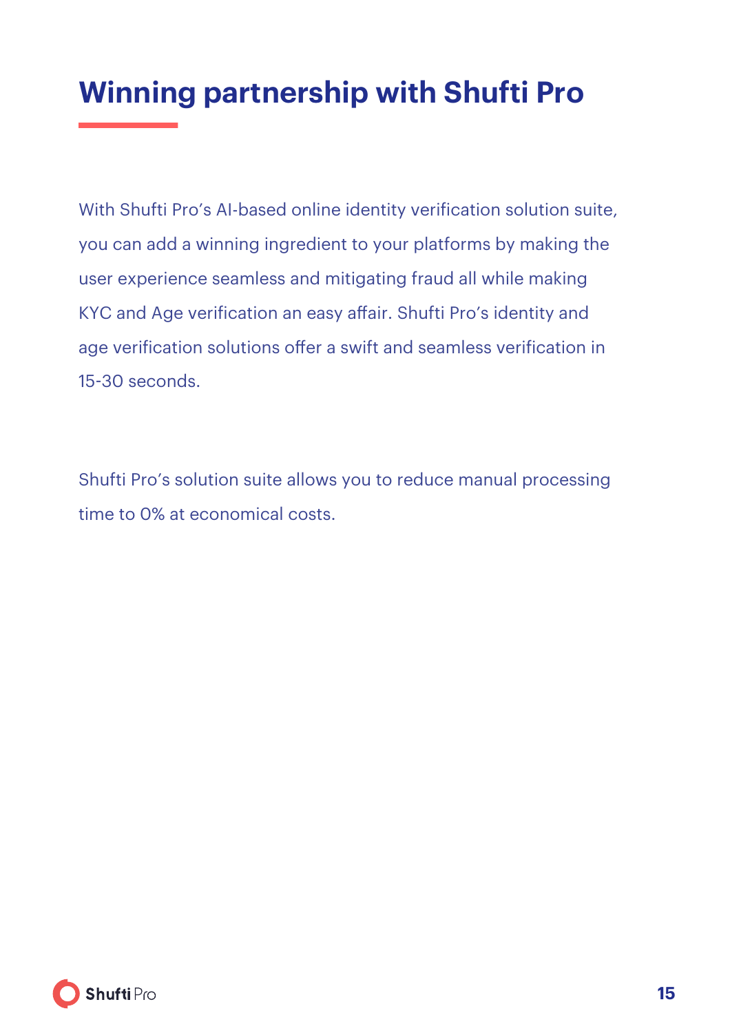# Winning partnership with Shufti Pro

With Shufti Pro's AI-based online identity verification solution suite, you can add a winning ingredient to your platforms by making the user experience seamless and mitigating fraud all while making KYC and Age verification an easy affair. Shufti Pro's identity and age verification solutions offer a swift and seamless verification in 15-30 seconds.

Shufti Pro's solution suite allows you to reduce manual processing time to 0% at economical costs.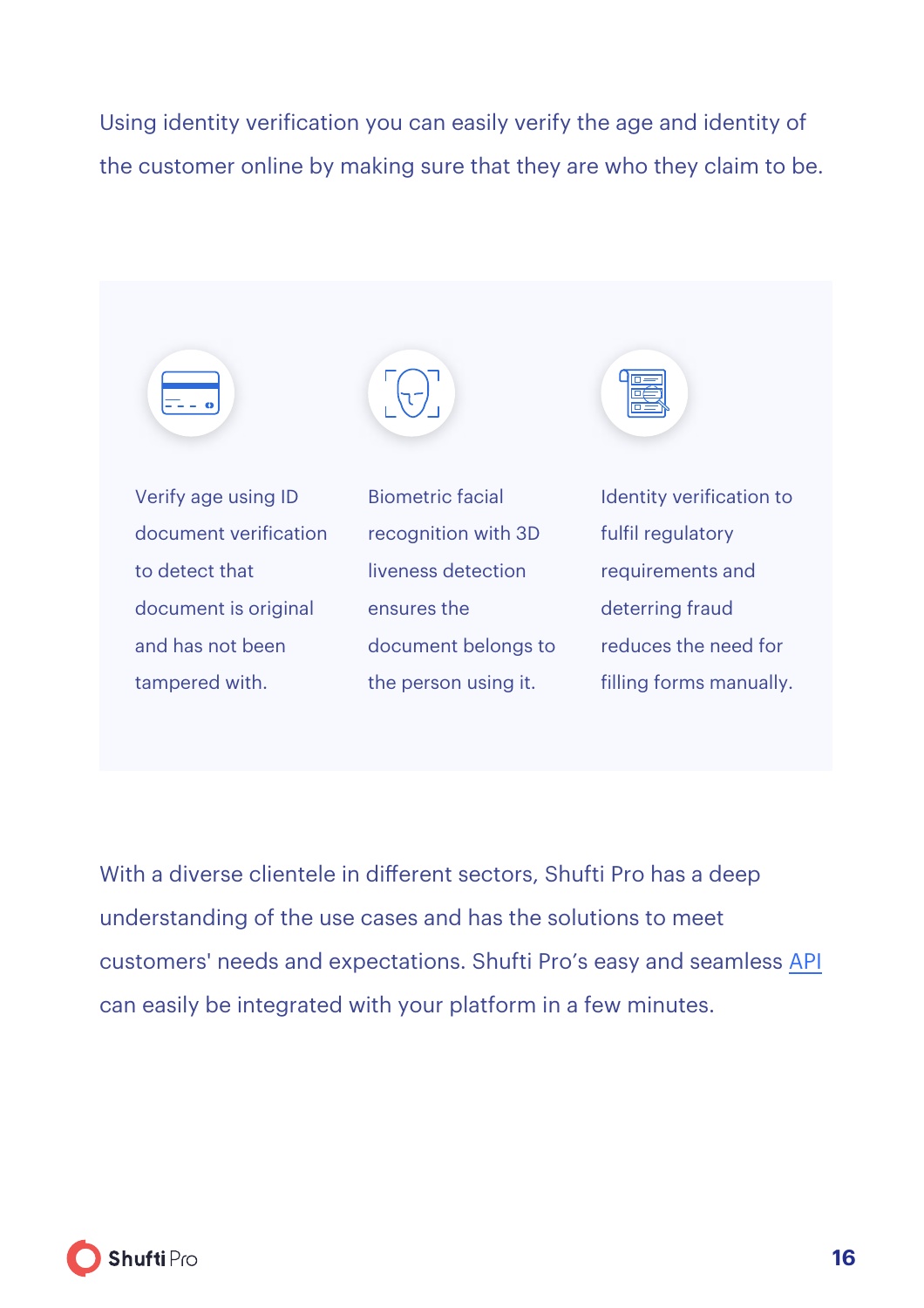Using identity verification you can easily verify the age and identity of the customer online by making sure that they are who they claim to be.

Verify age using ID document verification to detect that document is original and has not been tampered with.

Biometric facial recognition with 3D liveness detection ensures the document belongs to the person using it.

Identity verification to fulfil regulatory requirements and deterring fraud reduces the need for filling forms manually.

With a diverse clientele in different sectors, Shufti Pro has a deep understanding of the use cases and has the solutions to meet customers' needs and expectations. Shufti Pro's easy and seamless API can easily be integrated with your platform in a few minutes.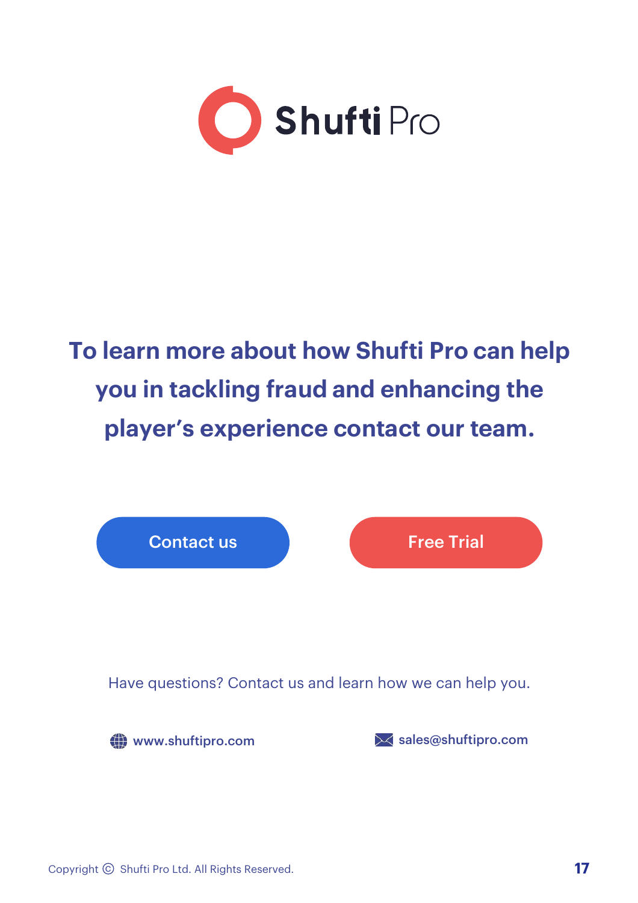Shufti Pro

**To learn more about how Shufti Pro can help you in tackling fraud and enhancing the player's experience contact our team.**

Contact us

Free Trial

Have questions? Contact us and learn how we can help you.

www.shuftipro.com

sales@shuftipro.com

Copyright © Shufti Pro Ltd. All Rights Reserved.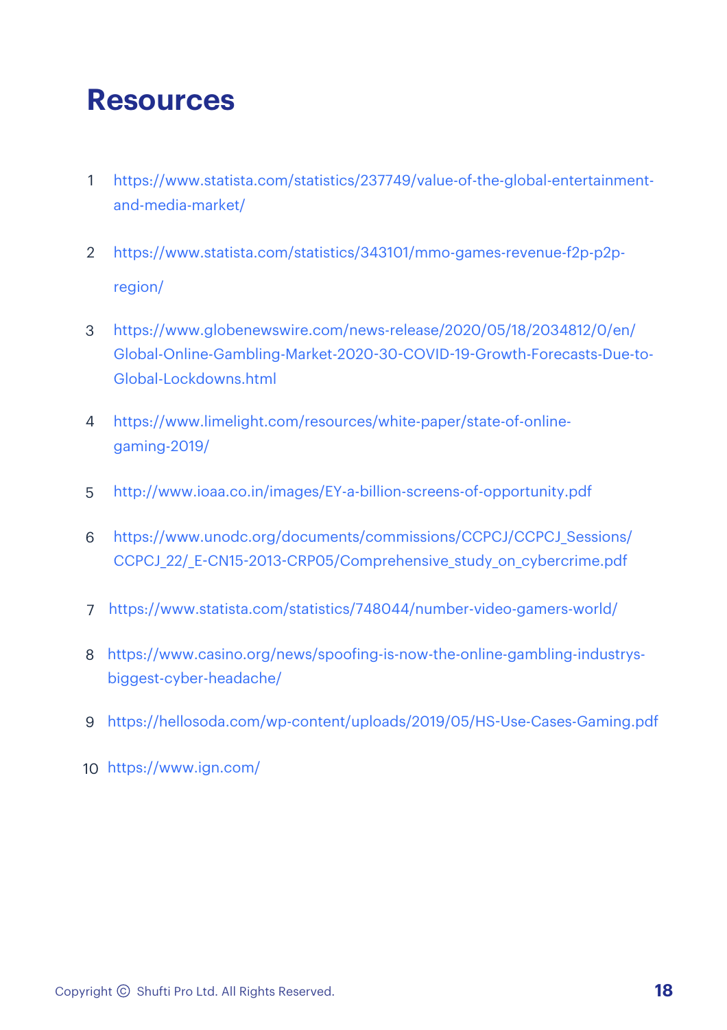# Resources

1. https://www.statista.com/statistics/237749/value-of-the-global-entertainment-and-media-market/
2. https://www.statista.com/statistics/343101/mmo-games-revenue-f2p-p2p-region/
3. https://www.globenewswire.com/news-release/2020/05/18/2034812/0/en/Global-Online-Gambling-Market-2020-30-COVID-19-Growth-Forecasts-Due-to-Global-Lockdowns.html
4. https://www.limelight.com/resources/white-paper/state-of-online-gaming-2019/
5. http://www.ioaa.co.in/images/EY-a-billion-screens-of-opportunity.pdf
6. https://www.unodc.org/documents/commissions/CCPCJ/CCPCJ_Sessions/CCPCJ_22/_E-CN15-2013-CRP05/Comprehensive_study_on_cybercrime.pdf
7. https://www.statista.com/statistics/748044/number-video-gamers-world/
8. https://www.casino.org/news/spoofing-is-now-the-online-gambling-industrys-biggest-cyber-headache/
9. https://hellosoda.com/wp-content/uploads/2019/05/HS-Use-Cases-Gaming.pdf
10. https://www.ign.com/

Copyright © Shufti Pro Ltd. All Rights Reserved.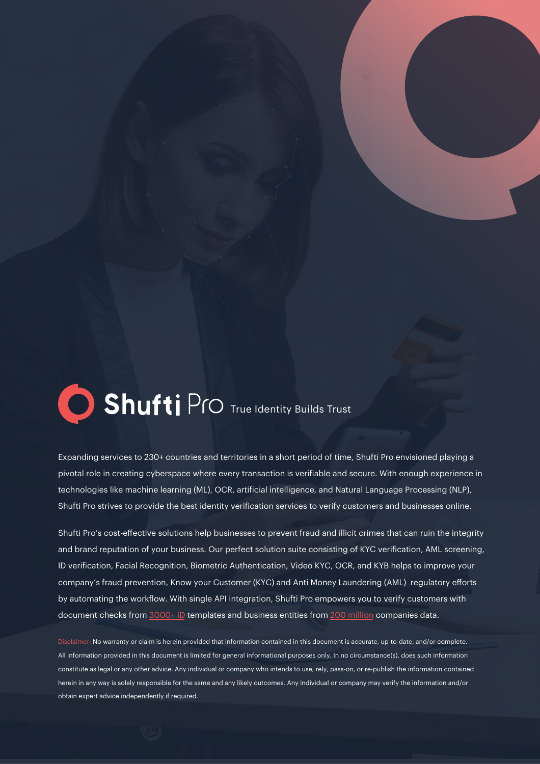# Shufti Pro True Identity Builds Trust

Expanding services to 230+ countries and territories in a short period of time, Shufti Pro envisioned playing a pivotal role in creating cyberspace where every transaction is verifiable and secure. With enough experience in technologies like machine learning (ML), OCR, artificial intelligence, and Natural Language Processing (NLP), Shufti Pro strives to provide the best identity verification services to verify customers and businesses online.

Shufti Pro's cost-effective solutions help businesses to prevent fraud and illicit crimes that can ruin the integrity and brand reputation of your business. Our perfect solution suite consisting of KYC verification, AML screening, ID verification, Facial Recognition, Biometric Authentication, Video KYC, OCR, and KYB helps to improve your company's fraud prevention, Know your Customer (KYC) and Anti Money Laundering (AML) regulatory efforts by automating the workflow. With single API integration, Shufti Pro empowers you to verify customers with document checks from 3000+ ID templates and business entities from 200 million companies data.

Disclaimer: No warranty or claim is herein provided that information contained in this document is accurate, up-to-date, and/or complete. All information provided in this document is limited for general informational purposes only. In no circumstance(s), does such information constitute as legal or any other advice. Any individual or company who intends to use, rely, pass-on, or re-publish the information contained herein in any way is solely responsible for the same and any likely outcomes. Any individual or company may verify the information and/or obtain expert advice independently if required.